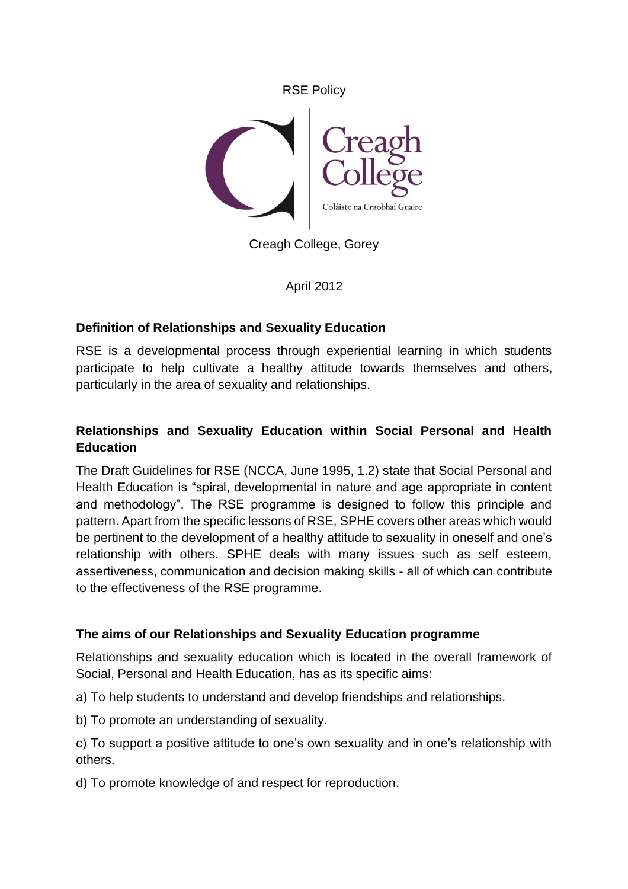RSE Policy

Creagh College

Coláiste na Craobhaí Guaire

Creagh College, Gorey

April 2012

## Definition of Relationships and Sexuality Education

RSE is a developmental process through experiential learning in which students participate to help cultivate a healthy attitude towards themselves and others, particularly in the area of sexuality and relationships.

## Relationships and Sexuality Education within Social Personal and Health Education

The Draft Guidelines for RSE (NCCA, June 1995, 1.2) state that Social Personal and Health Education is "spiral, developmental in nature and age appropriate in content and methodology". The RSE programme is designed to follow this principle and pattern. Apart from the specific lessons of RSE, SPHE covers other areas which would be pertinent to the development of a healthy attitude to sexuality in oneself and one's relationship with others. SPHE deals with many issues such as self esteem, assertiveness, communication and decision making skills - all of which can contribute to the effectiveness of the RSE programme.

## The aims of our Relationships and Sexuality Education programme

Relationships and sexuality education which is located in the overall framework of Social, Personal and Health Education, has as its specific aims:

a) To help students to understand and develop friendships and relationships.

b) To promote an understanding of sexuality.

c) To support a positive attitude to one's own sexuality and in one's relationship with others.

d) To promote knowledge of and respect for reproduction.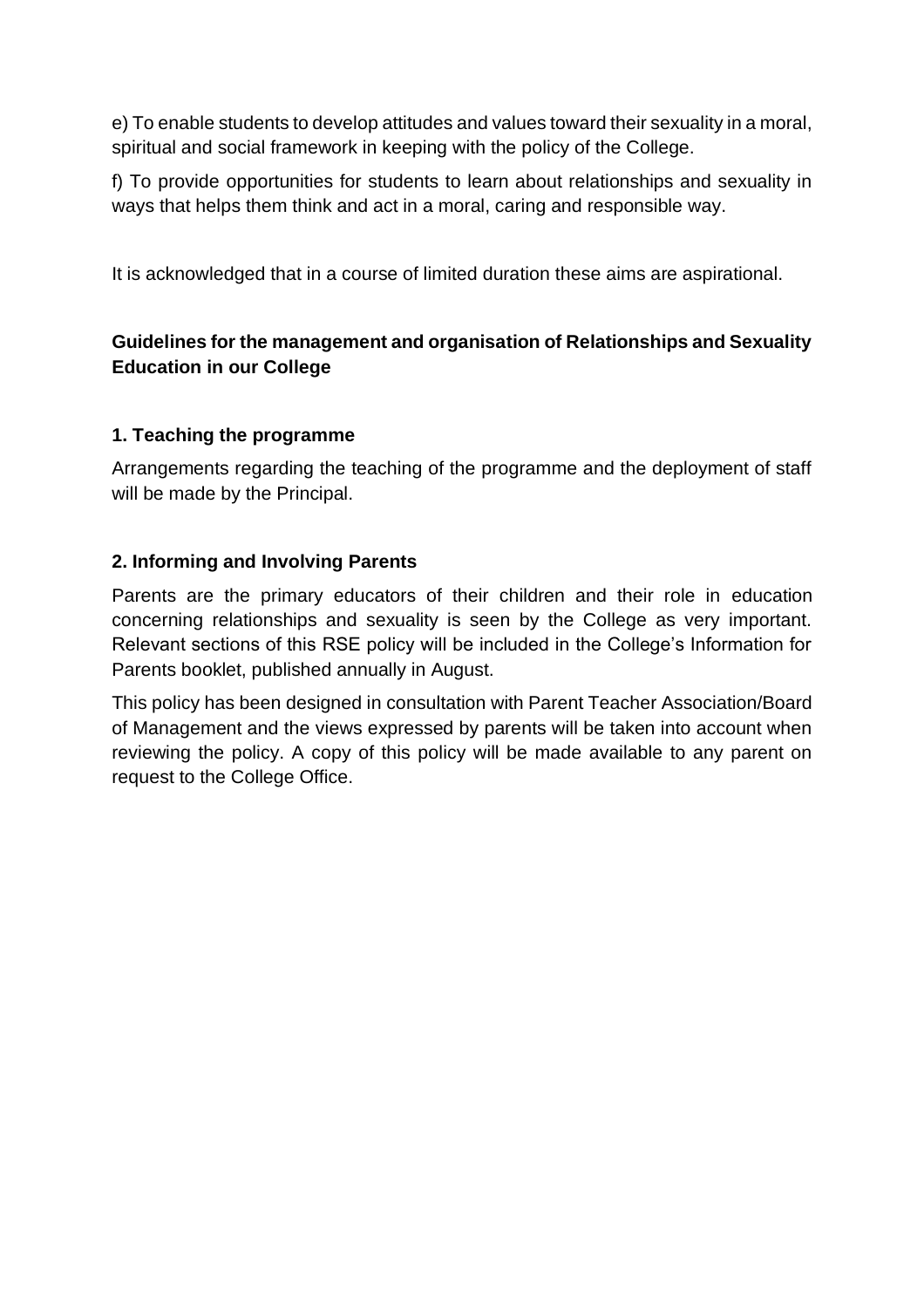e) To enable students to develop attitudes and values toward their sexuality in a moral, spiritual and social framework in keeping with the policy of the College.

f) To provide opportunities for students to learn about relationships and sexuality in ways that helps them think and act in a moral, caring and responsible way.

It is acknowledged that in a course of limited duration these aims are aspirational.

## Guidelines for the management and organisation of Relationships and Sexuality Education in our College

### 1. Teaching the programme

Arrangements regarding the teaching of the programme and the deployment of staff will be made by the Principal.

### 2. Informing and Involving Parents

Parents are the primary educators of their children and their role in education concerning relationships and sexuality is seen by the College as very important. Relevant sections of this RSE policy will be included in the College's Information for Parents booklet, published annually in August.

This policy has been designed in consultation with Parent Teacher Association/Board of Management and the views expressed by parents will be taken into account when reviewing the policy. A copy of this policy will be made available to any parent on request to the College Office.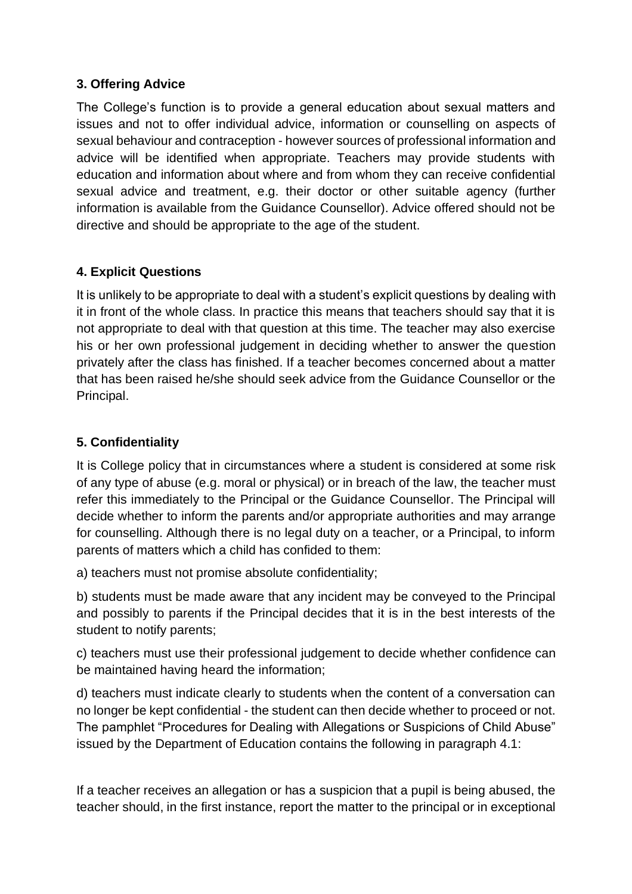### 3. Offering Advice

The College's function is to provide a general education about sexual matters and issues and not to offer individual advice, information or counselling on aspects of sexual behaviour and contraception - however sources of professional information and advice will be identified when appropriate. Teachers may provide students with education and information about where and from whom they can receive confidential sexual advice and treatment, e.g. their doctor or other suitable agency (further information is available from the Guidance Counsellor). Advice offered should not be directive and should be appropriate to the age of the student.

### 4. Explicit Questions

It is unlikely to be appropriate to deal with a student's explicit questions by dealing with it in front of the whole class. In practice this means that teachers should say that it is not appropriate to deal with that question at this time. The teacher may also exercise his or her own professional judgement in deciding whether to answer the question privately after the class has finished. If a teacher becomes concerned about a matter that has been raised he/she should seek advice from the Guidance Counsellor or the Principal.

### 5. Confidentiality

It is College policy that in circumstances where a student is considered at some risk of any type of abuse (e.g. moral or physical) or in breach of the law, the teacher must refer this immediately to the Principal or the Guidance Counsellor. The Principal will decide whether to inform the parents and/or appropriate authorities and may arrange for counselling. Although there is no legal duty on a teacher, or a Principal, to inform parents of matters which a child has confided to them:

a) teachers must not promise absolute confidentiality;

b) students must be made aware that any incident may be conveyed to the Principal and possibly to parents if the Principal decides that it is in the best interests of the student to notify parents;

c) teachers must use their professional judgement to decide whether confidence can be maintained having heard the information;

d) teachers must indicate clearly to students when the content of a conversation can no longer be kept confidential - the student can then decide whether to proceed or not. The pamphlet "Procedures for Dealing with Allegations or Suspicions of Child Abuse" issued by the Department of Education contains the following in paragraph 4.1:

If a teacher receives an allegation or has a suspicion that a pupil is being abused, the teacher should, in the first instance, report the matter to the principal or in exceptional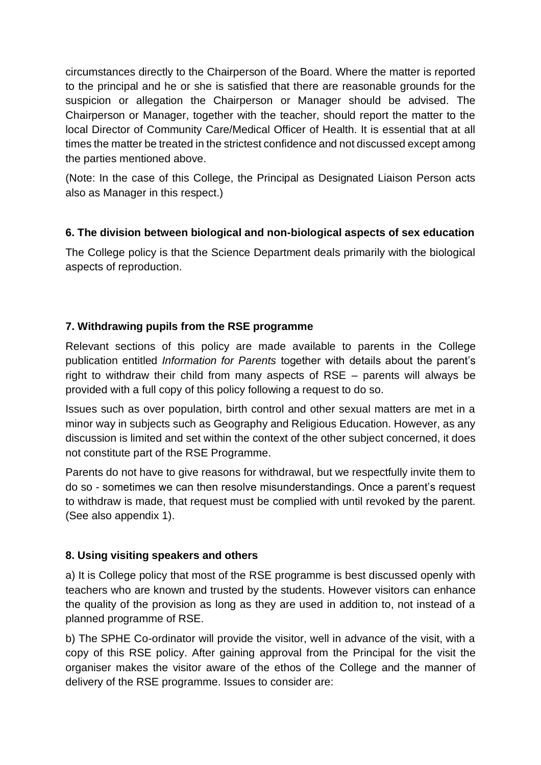circumstances directly to the Chairperson of the Board. Where the matter is reported to the principal and he or she is satisfied that there are reasonable grounds for the suspicion or allegation the Chairperson or Manager should be advised. The Chairperson or Manager, together with the teacher, should report the matter to the local Director of Community Care/Medical Officer of Health. It is essential that at all times the matter be treated in the strictest confidence and not discussed except among the parties mentioned above.

(Note: In the case of this College, the Principal as Designated Liaison Person acts also as Manager in this respect.)

### 6. The division between biological and non-biological aspects of sex education

The College policy is that the Science Department deals primarily with the biological aspects of reproduction.

### 7. Withdrawing pupils from the RSE programme

Relevant sections of this policy are made available to parents in the College publication entitled *Information for Parents* together with details about the parent's right to withdraw their child from many aspects of RSE – parents will always be provided with a full copy of this policy following a request to do so.

Issues such as over population, birth control and other sexual matters are met in a minor way in subjects such as Geography and Religious Education. However, as any discussion is limited and set within the context of the other subject concerned, it does not constitute part of the RSE Programme.

Parents do not have to give reasons for withdrawal, but we respectfully invite them to do so - sometimes we can then resolve misunderstandings. Once a parent's request to withdraw is made, that request must be complied with until revoked by the parent. (See also appendix 1).

### 8. Using visiting speakers and others

a) It is College policy that most of the RSE programme is best discussed openly with teachers who are known and trusted by the students. However visitors can enhance the quality of the provision as long as they are used in addition to, not instead of a planned programme of RSE.

b) The SPHE Co-ordinator will provide the visitor, well in advance of the visit, with a copy of this RSE policy. After gaining approval from the Principal for the visit the organiser makes the visitor aware of the ethos of the College and the manner of delivery of the RSE programme. Issues to consider are: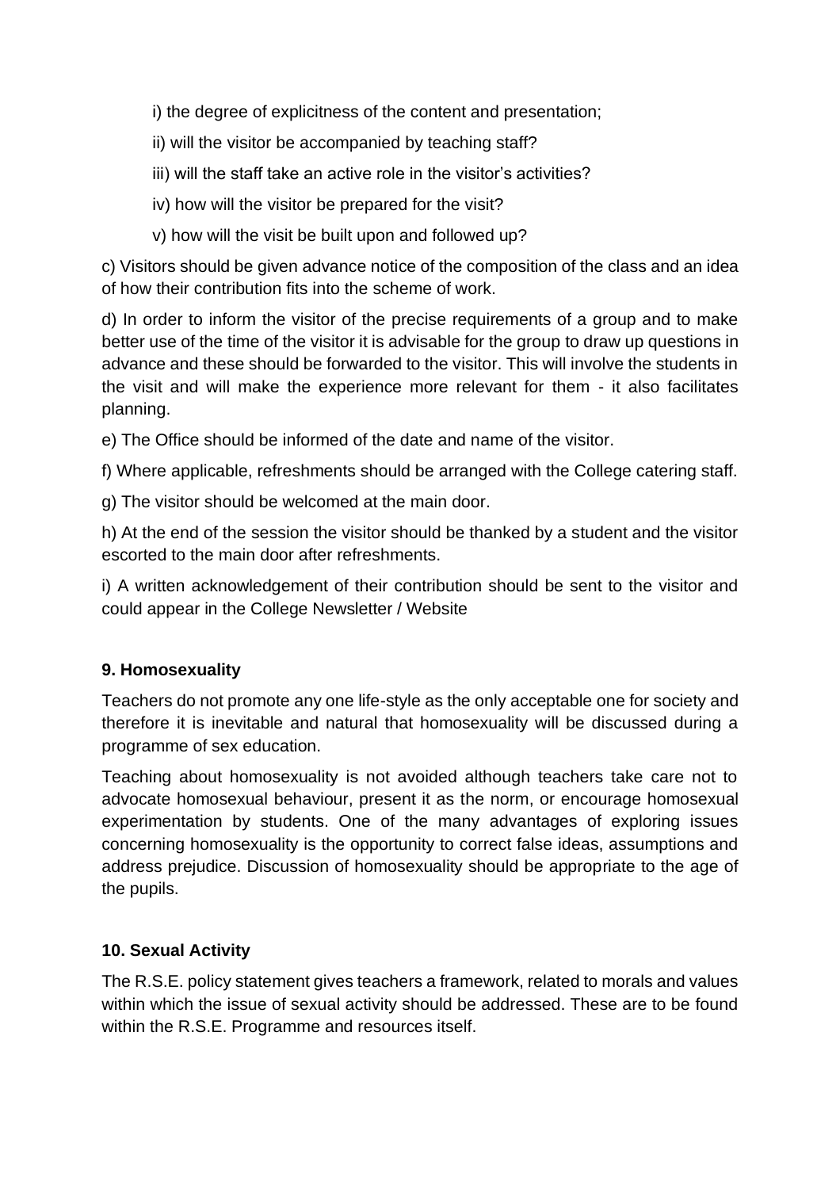i) the degree of explicitness of the content and presentation;

ii) will the visitor be accompanied by teaching staff?

iii) will the staff take an active role in the visitor's activities?

iv) how will the visitor be prepared for the visit?

v) how will the visit be built upon and followed up?

c) Visitors should be given advance notice of the composition of the class and an idea of how their contribution fits into the scheme of work.

d) In order to inform the visitor of the precise requirements of a group and to make better use of the time of the visitor it is advisable for the group to draw up questions in advance and these should be forwarded to the visitor. This will involve the students in the visit and will make the experience more relevant for them - it also facilitates planning.

e) The Office should be informed of the date and name of the visitor.

f) Where applicable, refreshments should be arranged with the College catering staff.

g) The visitor should be welcomed at the main door.

h) At the end of the session the visitor should be thanked by a student and the visitor escorted to the main door after refreshments.

i) A written acknowledgement of their contribution should be sent to the visitor and could appear in the College Newsletter / Website

**9. Homosexuality**

Teachers do not promote any one life-style as the only acceptable one for society and therefore it is inevitable and natural that homosexuality will be discussed during a programme of sex education.

Teaching about homosexuality is not avoided although teachers take care not to advocate homosexual behaviour, present it as the norm, or encourage homosexual experimentation by students. One of the many advantages of exploring issues concerning homosexuality is the opportunity to correct false ideas, assumptions and address prejudice. Discussion of homosexuality should be appropriate to the age of the pupils.

**10. Sexual Activity**

The R.S.E. policy statement gives teachers a framework, related to morals and values within which the issue of sexual activity should be addressed. These are to be found within the R.S.E. Programme and resources itself.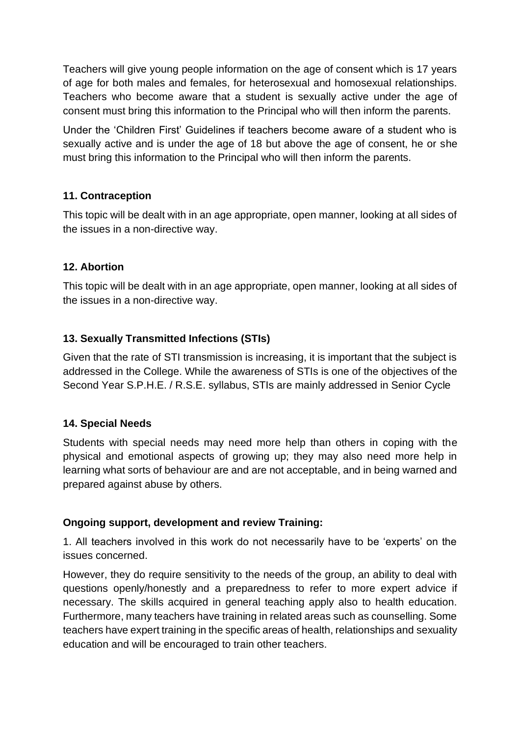Teachers will give young people information on the age of consent which is 17 years of age for both males and females, for heterosexual and homosexual relationships. Teachers who become aware that a student is sexually active under the age of consent must bring this information to the Principal who will then inform the parents.

Under the 'Children First' Guidelines if teachers become aware of a student who is sexually active and is under the age of 18 but above the age of consent, he or she must bring this information to the Principal who will then inform the parents.

### 11. Contraception

This topic will be dealt with in an age appropriate, open manner, looking at all sides of the issues in a non-directive way.

### 12. Abortion

This topic will be dealt with in an age appropriate, open manner, looking at all sides of the issues in a non-directive way.

### 13. Sexually Transmitted Infections (STIs)

Given that the rate of STI transmission is increasing, it is important that the subject is addressed in the College. While the awareness of STIs is one of the objectives of the Second Year S.P.H.E. / R.S.E. syllabus, STIs are mainly addressed in Senior Cycle

### 14. Special Needs

Students with special needs may need more help than others in coping with the physical and emotional aspects of growing up; they may also need more help in learning what sorts of behaviour are and are not acceptable, and in being warned and prepared against abuse by others.

### Ongoing support, development and review Training:

1. All teachers involved in this work do not necessarily have to be 'experts' on the issues concerned.

However, they do require sensitivity to the needs of the group, an ability to deal with questions openly/honestly and a preparedness to refer to more expert advice if necessary. The skills acquired in general teaching apply also to health education. Furthermore, many teachers have training in related areas such as counselling. Some teachers have expert training in the specific areas of health, relationships and sexuality education and will be encouraged to train other teachers.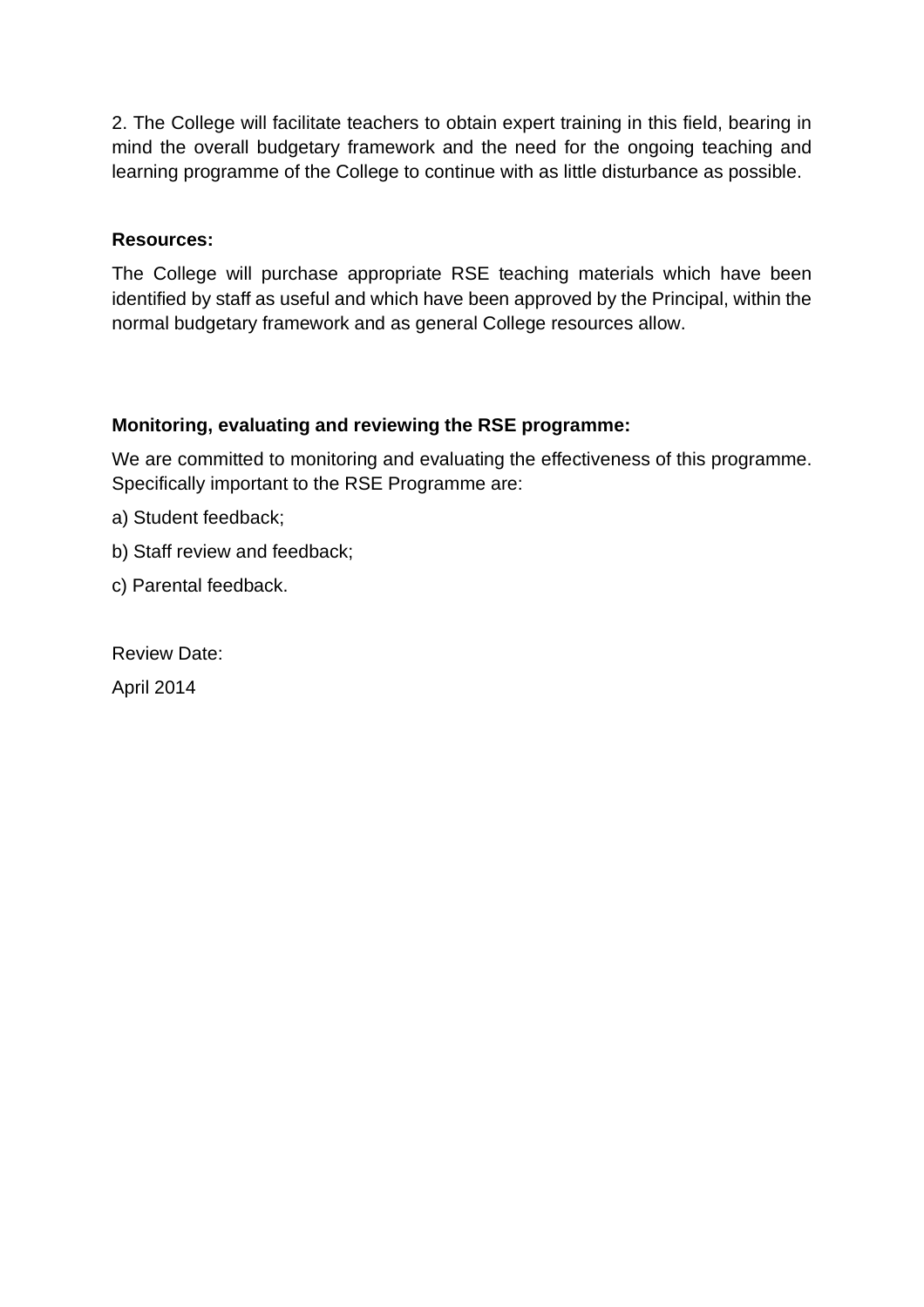2. The College will facilitate teachers to obtain expert training in this field, bearing in mind the overall budgetary framework and the need for the ongoing teaching and learning programme of the College to continue with as little disturbance as possible.

**Resources:**

The College will purchase appropriate RSE teaching materials which have been identified by staff as useful and which have been approved by the Principal, within the normal budgetary framework and as general College resources allow.

**Monitoring, evaluating and reviewing the RSE programme:**

We are committed to monitoring and evaluating the effectiveness of this programme. Specifically important to the RSE Programme are:

a) Student feedback;

b) Staff review and feedback;

c) Parental feedback.

Review Date:

April 2014